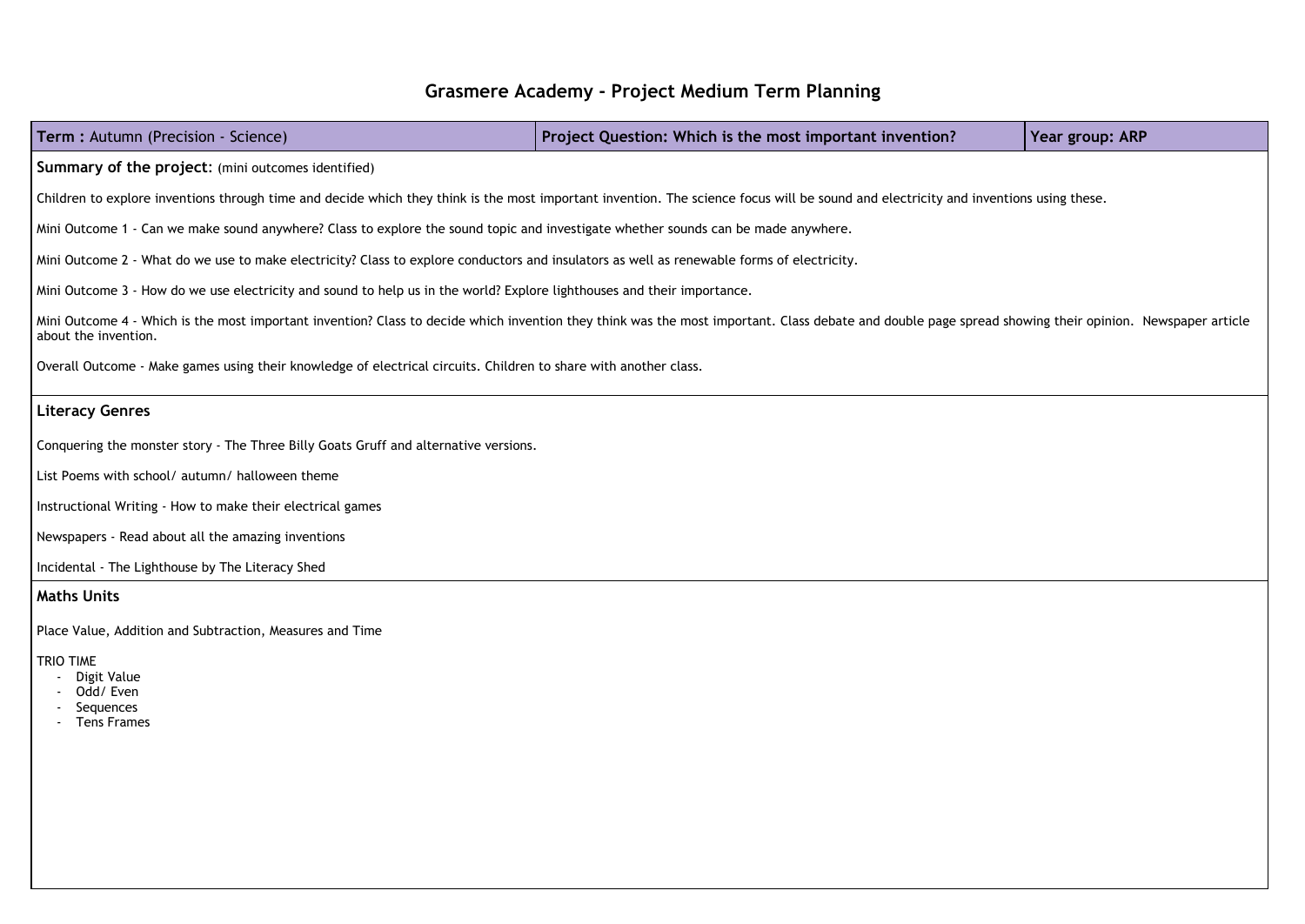# Grasmere Academy - Project Medium Term Planning

| **Term :** Autumn (Precision - Science) | **Project Question: Which is the most important invention?** | **Year group: ARP** |
|---|---|---|

**Summary of the project:** (mini outcomes identified)

Children to explore inventions through time and decide which they think is the most important invention. The science focus will be sound and electricity and inventions using these.

Mini Outcome 1 - Can we make sound anywhere? Class to explore the sound topic and investigate whether sounds can be made anywhere.

Mini Outcome 2 - What do we use to make electricity? Class to explore conductors and insulators as well as renewable forms of electricity.

Mini Outcome 3 - How do we use electricity and sound to help us in the world? Explore lighthouses and their importance.

Mini Outcome 4 - Which is the most important invention? Class to decide which invention they think was the most important. Class debate and double page spread showing their opinion. Newspaper article about the invention.

Overall Outcome - Make games using their knowledge of electrical circuits. Children to share with another class.

## Literacy Genres

Conquering the monster story - The Three Billy Goats Gruff and alternative versions.

List Poems with school/ autumn/ halloween theme

Instructional Writing - How to make their electrical games

Newspapers - Read about all the amazing inventions

Incidental - The Lighthouse by The Literacy Shed

## Maths Units

Place Value, Addition and Subtraction, Measures and Time

TRIO TIME

- Digit Value
- Odd/ Even
- Sequences
- Tens Frames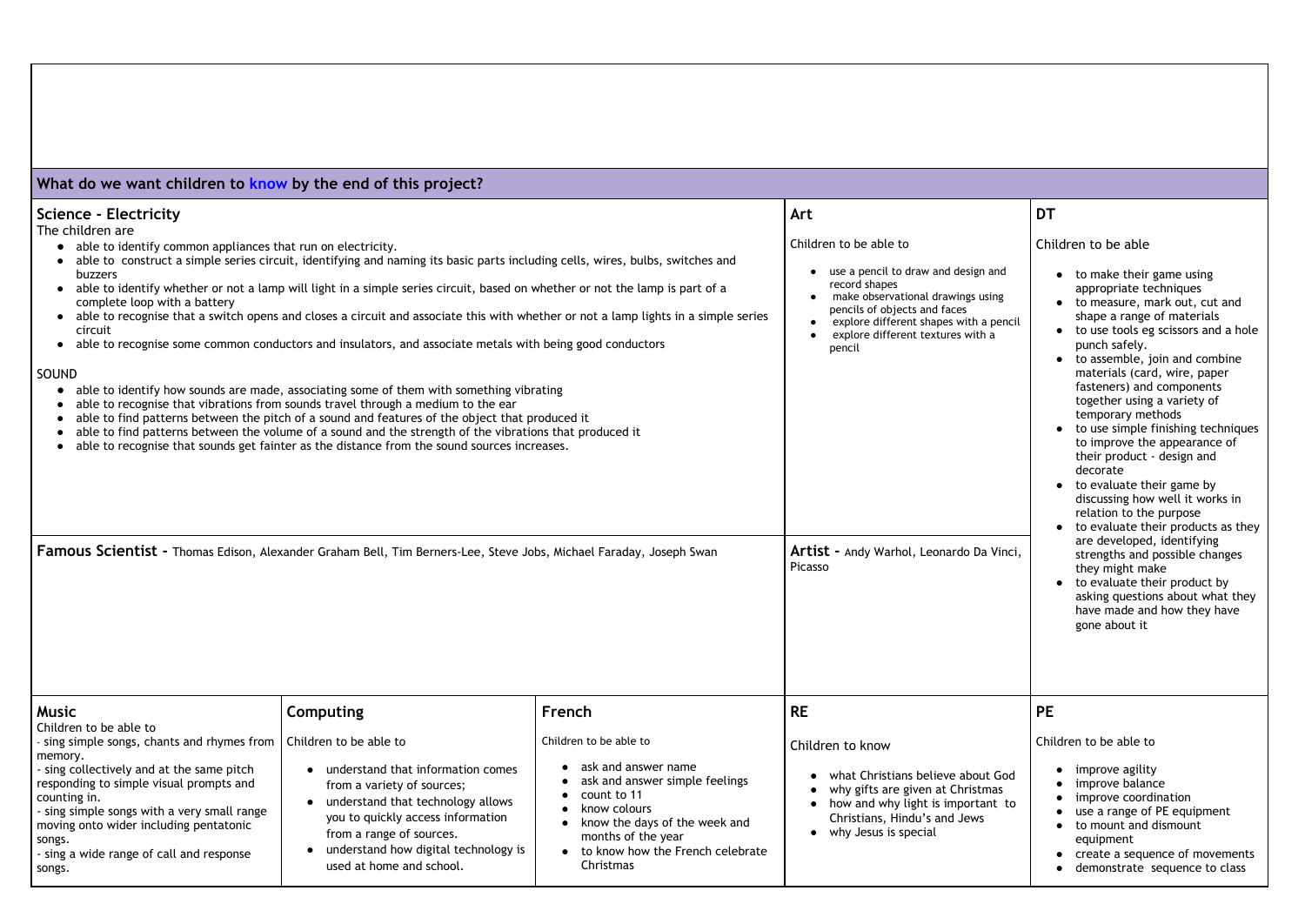## What do we want children to know by the end of this project?

### Science - Electricity

The children are

- able to identify common appliances that run on electricity.
- able to construct a simple series circuit, identifying and naming its basic parts including cells, wires, bulbs, switches and buzzers
- able to identify whether or not a lamp will light in a simple series circuit, based on whether or not the lamp is part of a complete loop with a battery
- able to recognise that a switch opens and closes a circuit and associate this with whether or not a lamp lights in a simple series circuit
- able to recognise some common conductors and insulators, and associate metals with being good conductors

SOUND

- able to identify how sounds are made, associating some of them with something vibrating
- able to recognise that vibrations from sounds travel through a medium to the ear
- able to find patterns between the pitch of a sound and features of the object that produced it
- able to find patterns between the volume of a sound and the strength of the vibrations that produced it
- able to recognise that sounds get fainter as the distance from the sound sources increases.

**Famous Scientist -** Thomas Edison, Alexander Graham Bell, Tim Berners-Lee, Steve Jobs, Michael Faraday, Joseph Swan

### Art

Children to be able to

- use a pencil to draw and design and record shapes
- make observational drawings using pencils of objects and faces
- explore different shapes with a pencil
- explore different textures with a pencil

**Artist -** Andy Warhol, Leonardo Da Vinci, Picasso

### DT

Children to be able

- to make their game using appropriate techniques
- to measure, mark out, cut and shape a range of materials
- to use tools eg scissors and a hole punch safely.
- to assemble, join and combine materials (card, wire, paper fasteners) and components together using a variety of temporary methods
- to use simple finishing techniques to improve the appearance of their product - design and decorate
- to evaluate their game by discussing how well it works in relation to the purpose
- to evaluate their products as they are developed, identifying strengths and possible changes they might make
- to evaluate their product by asking questions about what they have made and how they have gone about it

### Music

Children to be able to

- sing simple songs, chants and rhymes from memory.
- sing collectively and at the same pitch responding to simple visual prompts and counting in.
- sing simple songs with a very small range moving onto wider including pentatonic songs.
- sing a wide range of call and response songs.

### Computing

Children to be able to

- understand that information comes from a variety of sources;
- understand that technology allows you to quickly access information from a range of sources.
- understand how digital technology is used at home and school.

### French

Children to be able to

- ask and answer name
- ask and answer simple feelings
- count to 11
- know colours
- know the days of the week and months of the year
- to know how the French celebrate Christmas

### RE

Children to know

- what Christians believe about God
- why gifts are given at Christmas
- how and why light is important to Christians, Hindu's and Jews
- why Jesus is special

### PE

Children to be able to

- improve agility
- improve balance
- improve coordination
- use a range of PE equipment
- to mount and dismount equipment
- create a sequence of movements
- demonstrate sequence to class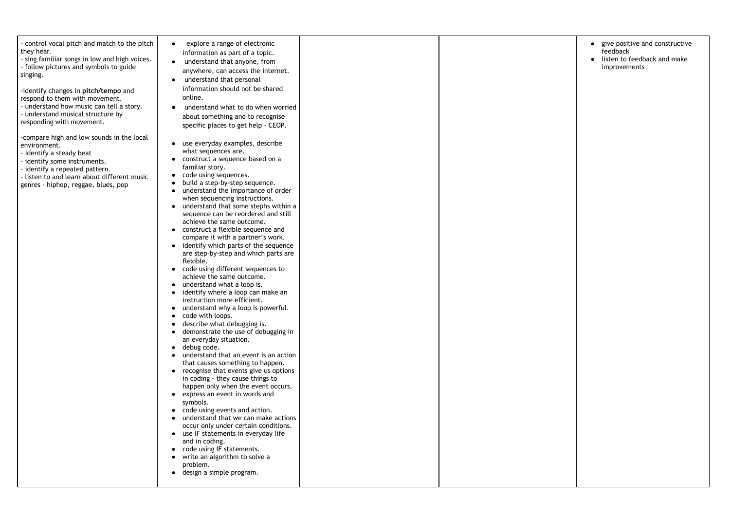| | | | | |
|---|---|---|---|---|
| - control vocal pitch and match to the pitch they hear.<br>- sing familiar songs in low and high voices.<br>- follow pictures and symbols to guide singing.<br><br>-identify changes in **pitch/tempo** and respond to them with movement.<br>- understand how music can tell a story.<br>- understand musical structure by responding with movement.<br><br>-compare high and low sounds in the local environment.<br>- identify a steady beat<br>- identify some instruments.<br>- identify a repeated pattern.<br>- listen to and learn about different music genres - hiphop, reggae, blues, pop | • explore a range of electronic information as part of a topic.<br>• understand that anyone, from anywhere, can access the internet.<br>• understand that personal information should not be shared online.<br>• understand what to do when worried about something and to recognise specific places to get help - CEOP.<br><br>• use everyday examples, describe what sequences are.<br>• construct a sequence based on a familiar story.<br>• code using sequences.<br>• build a step-by-step sequence.<br>• understand the importance of order when sequencing instructions.<br>• understand that some stephs within a sequence can be reordered and still achieve the same outcome.<br>• construct a flexible sequence and compare it with a partner's work.<br>• identify which parts of the sequence are step-by-step and which parts are flexible.<br>• code using different sequences to achieve the same outcome.<br>• understand what a loop is.<br>• identify where a loop can make an instruction more efficient.<br>• understand why a loop is powerful.<br>• code with loops.<br>• describe what debugging is.<br>• demonstrate the use of debugging in an everyday situation.<br>• debug code.<br>• understand that an event is an action that causes something to happen.<br>• recognise that events give us options in coding - they cause things to happen only when the event occurs.<br>• express an event in words and symbols.<br>• code using events and action.<br>• understand that we can make actions occur only under certain conditions.<br>• use IF statements in everyday life and in coding.<br>• code using IF statements.<br>• write an algorithm to solve a problem.<br>• design a simple program. | | | • give positive and constructive feedback<br>• listen to feedback and make improvements |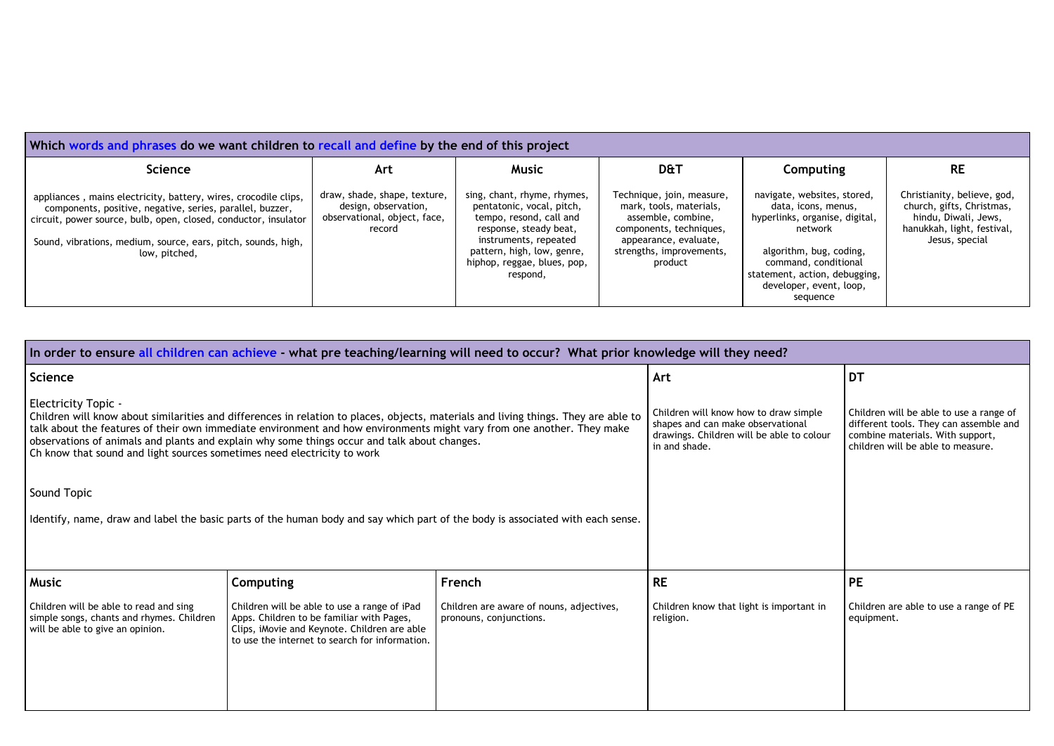| Which words and phrases do we want children to recall and define by the end of this project | | | | | |
|---|---|---|---|---|---|
| **Science** | **Art** | **Music** | **D&T** | **Computing** | **RE** |
| appliances , mains electricity, battery, wires, crocodile clips, components, positive, negative, series, parallel, buzzer, circuit, power source, bulb, open, closed, conductor, insulator<br><br>Sound, vibrations, medium, source, ears, pitch, sounds, high, low, pitched, | draw, shade, shape, texture, design, observation, observational, object, face, record | sing, chant, rhyme, rhymes, pentatonic, vocal, pitch, tempo, resond, call and response, steady beat, instruments, repeated pattern, high, low, genre, hiphop, reggae, blues, pop, respond, | Technique, join, measure, mark, tools, materials, assemble, combine, components, techniques, appearance, evaluate, strengths, improvements, product | navigate, websites, stored, data, icons, menus, hyperlinks, organise, digital, network<br><br>algorithm, bug, coding, command, conditional statement, action, debugging, developer, event, loop, sequence | Christianity, believe, god, church, gifts, Christmas, hindu, Diwali, Jews, hanukkah, light, festival, Jesus, special |

| In order to ensure all children can achieve - what pre teaching/learning will need to occur? What prior knowledge will they need? | | | | |
|---|---|---|---|---|
| **Science**<br><br>Electricity Topic -<br>Children will know about similarities and differences in relation to places, objects, materials and living things. They are able to talk about the features of their own immediate environment and how environments might vary from one another. They make observations of animals and plants and explain why some things occur and talk about changes.<br>Ch know that sound and light sources sometimes need electricity to work<br><br>Sound Topic<br><br>Identify, name, draw and label the basic parts of the human body and say which part of the body is associated with each sense. | | | **Art**<br><br>Children will know how to draw simple shapes and can make observational drawings. Children will be able to colour in and shade. | **DT**<br><br>Children will be able to use a range of different tools. They can assemble and combine materials. With support, children will be able to measure. |
| **Music**<br><br>Children will be able to read and sing simple songs, chants and rhymes. Children will be able to give an opinion. | **Computing**<br><br>Children will be able to use a range of iPad Apps. Children to be familiar with Pages, Clips, iMovie and Keynote. Children are able to use the internet to search for information. | **French**<br><br>Children are aware of nouns, adjectives, pronouns, conjunctions. | **RE**<br><br>Children know that light is important in religion. | **PE**<br><br>Children are able to use a range of PE equipment. |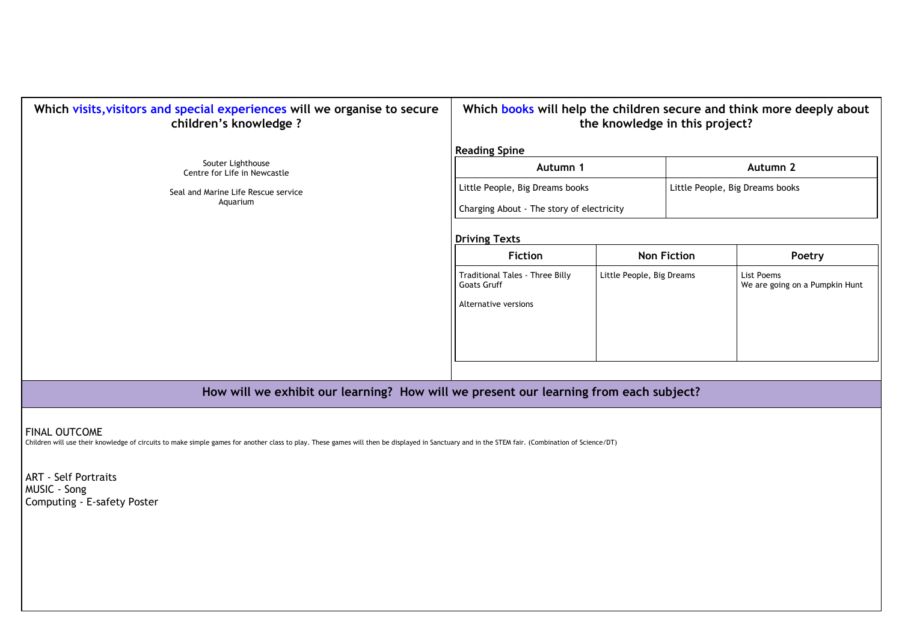## Which visits,visitors and special experiences will we organise to secure children's knowledge ?

Souter Lighthouse
Centre for Life in Newcastle

Seal and Marine Life Rescue service
Aquarium

## Which books will help the children secure and think more deeply about the knowledge in this project?

**Reading Spine**

| Autumn 1 | Autumn 2 |
|---|---|
| Little People, Big Dreams books<br>Charging About - The story of electricity | Little People, Big Dreams books |

**Driving Texts**

| Fiction | Non Fiction | Poetry |
|---|---|---|
| Traditional Tales - Three Billy Goats Gruff<br><br>Alternative versions | Little People, Big Dreams | List Poems<br>We are going on a Pumpkin Hunt |

## How will we exhibit our learning? How will we present our learning from each subject?

FINAL OUTCOME

Children will use their knowledge of circuits to make simple games for another class to play. These games will then be displayed in Sanctuary and in the STEM fair. (Combination of Science/DT)

ART - Self Portraits
MUSIC - Song
Computing - E-safety Poster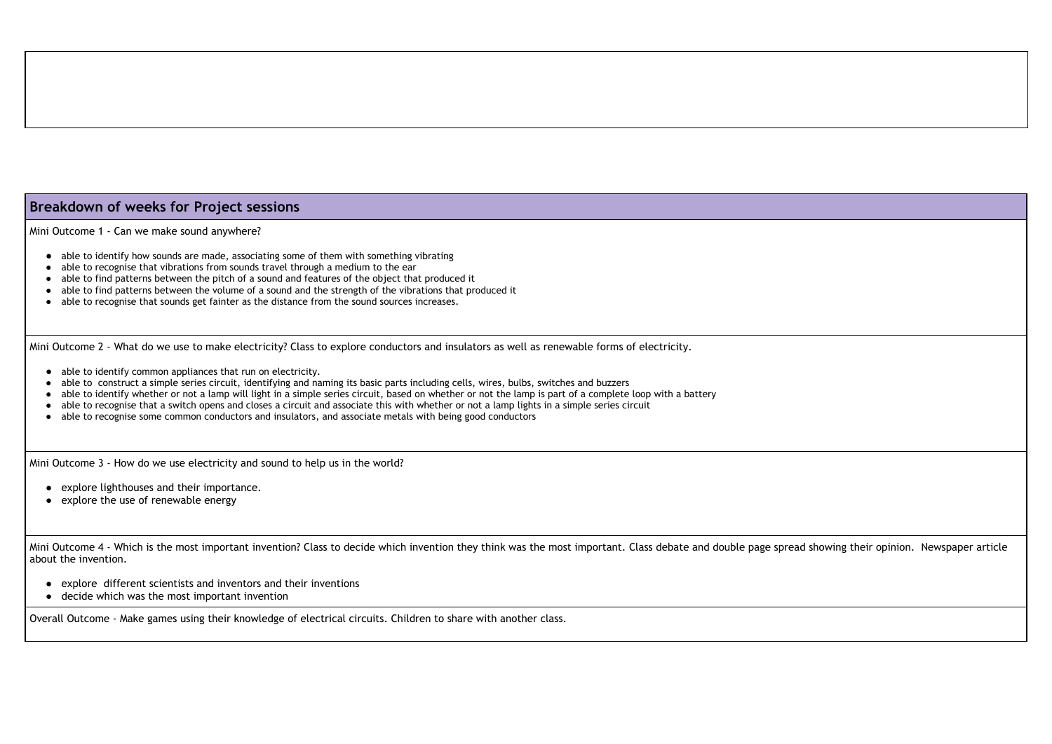## Breakdown of weeks for Project sessions

Mini Outcome 1 - Can we make sound anywhere?

- able to identify how sounds are made, associating some of them with something vibrating
- able to recognise that vibrations from sounds travel through a medium to the ear
- able to find patterns between the pitch of a sound and features of the object that produced it
- able to find patterns between the volume of a sound and the strength of the vibrations that produced it
- able to recognise that sounds get fainter as the distance from the sound sources increases.

Mini Outcome 2 - What do we use to make electricity? Class to explore conductors and insulators as well as renewable forms of electricity.

- able to identify common appliances that run on electricity.
- able to construct a simple series circuit, identifying and naming its basic parts including cells, wires, bulbs, switches and buzzers
- able to identify whether or not a lamp will light in a simple series circuit, based on whether or not the lamp is part of a complete loop with a battery
- able to recognise that a switch opens and closes a circuit and associate this with whether or not a lamp lights in a simple series circuit
- able to recognise some common conductors and insulators, and associate metals with being good conductors

Mini Outcome 3 - How do we use electricity and sound to help us in the world?

- explore lighthouses and their importance.
- explore the use of renewable energy

Mini Outcome 4 - Which is the most important invention? Class to decide which invention they think was the most important. Class debate and double page spread showing their opinion. Newspaper article about the invention.

- explore different scientists and inventors and their inventions
- decide which was the most important invention

Overall Outcome - Make games using their knowledge of electrical circuits. Children to share with another class.